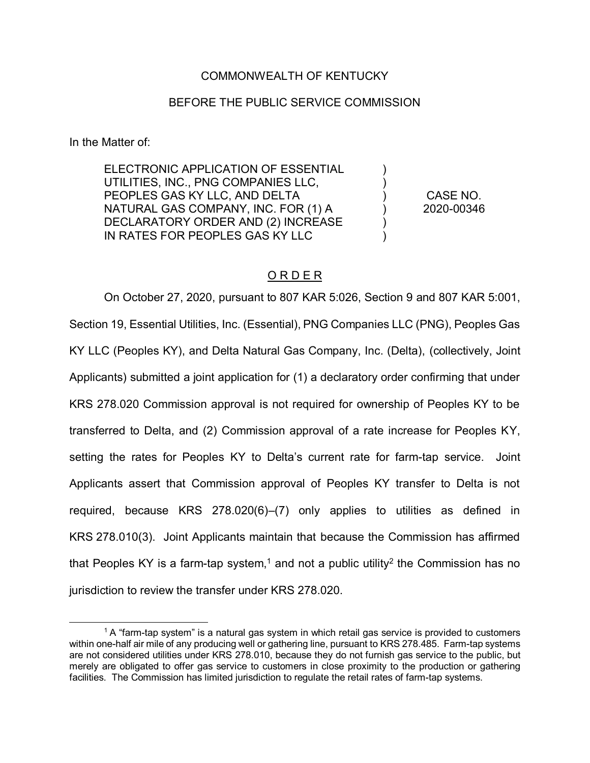COMMONWEALTH OF KENTUCKY

BEFORE THE PUBLIC SERVICE COMMISSION

In the Matter of:

| | | |
|---|---|---|
| ELECTRONIC APPLICATION OF ESSENTIAL UTILITIES, INC., PNG COMPANIES LLC, PEOPLES GAS KY LLC, AND DELTA NATURAL GAS COMPANY, INC. FOR (1) A DECLARATORY ORDER AND (2) INCREASE IN RATES FOR PEOPLES GAS KY LLC | ) ) ) ) ) ) | CASE NO. 2020-00346 |

O R D E R

On October 27, 2020, pursuant to 807 KAR 5:026, Section 9 and 807 KAR 5:001, Section 19, Essential Utilities, Inc. (Essential), PNG Companies LLC (PNG), Peoples Gas KY LLC (Peoples KY), and Delta Natural Gas Company, Inc. (Delta), (collectively, Joint Applicants) submitted a joint application for (1) a declaratory order confirming that under KRS 278.020 Commission approval is not required for ownership of Peoples KY to be transferred to Delta, and (2) Commission approval of a rate increase for Peoples KY, setting the rates for Peoples KY to Delta's current rate for farm-tap service. Joint Applicants assert that Commission approval of Peoples KY transfer to Delta is not required, because KRS 278.020(6)–(7) only applies to utilities as defined in KRS 278.010(3). Joint Applicants maintain that because the Commission has affirmed that Peoples KY is a farm-tap system,[1] and not a public utility[2] the Commission has no jurisdiction to review the transfer under KRS 278.020.

[1] A "farm-tap system" is a natural gas system in which retail gas service is provided to customers within one-half air mile of any producing well or gathering line, pursuant to KRS 278.485. Farm-tap systems are not considered utilities under KRS 278.010, because they do not furnish gas service to the public, but merely are obligated to offer gas service to customers in close proximity to the production or gathering facilities. The Commission has limited jurisdiction to regulate the retail rates of farm-tap systems.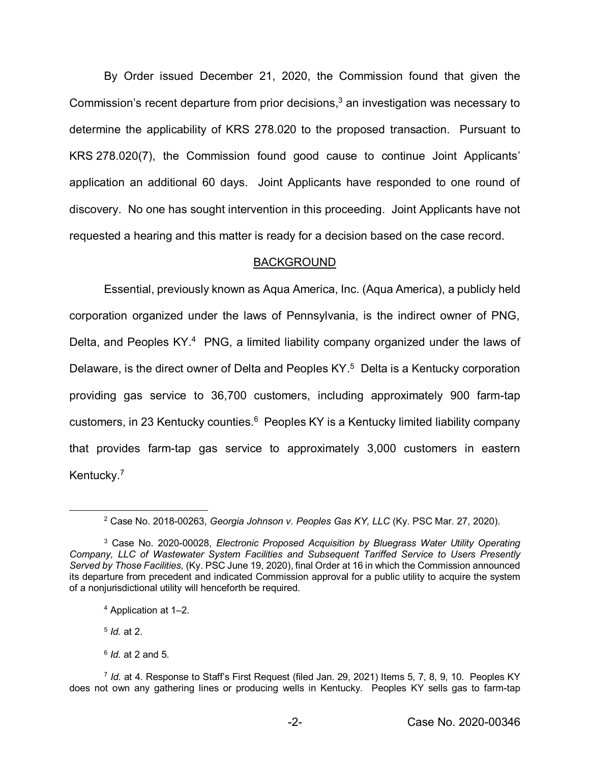By Order issued December 21, 2020, the Commission found that given the Commission's recent departure from prior decisions,[3] an investigation was necessary to determine the applicability of KRS 278.020 to the proposed transaction. Pursuant to KRS 278.020(7), the Commission found good cause to continue Joint Applicants' application an additional 60 days. Joint Applicants have responded to one round of discovery. No one has sought intervention in this proceeding. Joint Applicants have not requested a hearing and this matter is ready for a decision based on the case record.

## BACKGROUND

Essential, previously known as Aqua America, Inc. (Aqua America), a publicly held corporation organized under the laws of Pennsylvania, is the indirect owner of PNG, Delta, and Peoples KY.[4] PNG, a limited liability company organized under the laws of Delaware, is the direct owner of Delta and Peoples KY.[5] Delta is a Kentucky corporation providing gas service to 36,700 customers, including approximately 900 farm-tap customers, in 23 Kentucky counties.[6] Peoples KY is a Kentucky limited liability company that provides farm-tap gas service to approximately 3,000 customers in eastern Kentucky.[7]

---

[2] Case No. 2018-00263, *Georgia Johnson v. Peoples Gas KY, LLC* (Ky. PSC Mar. 27, 2020).

[3] Case No. 2020-00028, *Electronic Proposed Acquisition by Bluegrass Water Utility Operating Company, LLC of Wastewater System Facilities and Subsequent Tariffed Service to Users Presently Served by Those Facilities,* (Ky. PSC June 19, 2020), final Order at 16 in which the Commission announced its departure from precedent and indicated Commission approval for a public utility to acquire the system of a nonjurisdictional utility will henceforth be required.

[4] Application at 1–2.

[5] *Id.* at 2.

[6] *Id.* at 2 and 5.

[7] *Id.* at 4. Response to Staff's First Request (filed Jan. 29, 2021) Items 5, 7, 8, 9, 10. Peoples KY does not own any gathering lines or producing wells in Kentucky. Peoples KY sells gas to farm-tap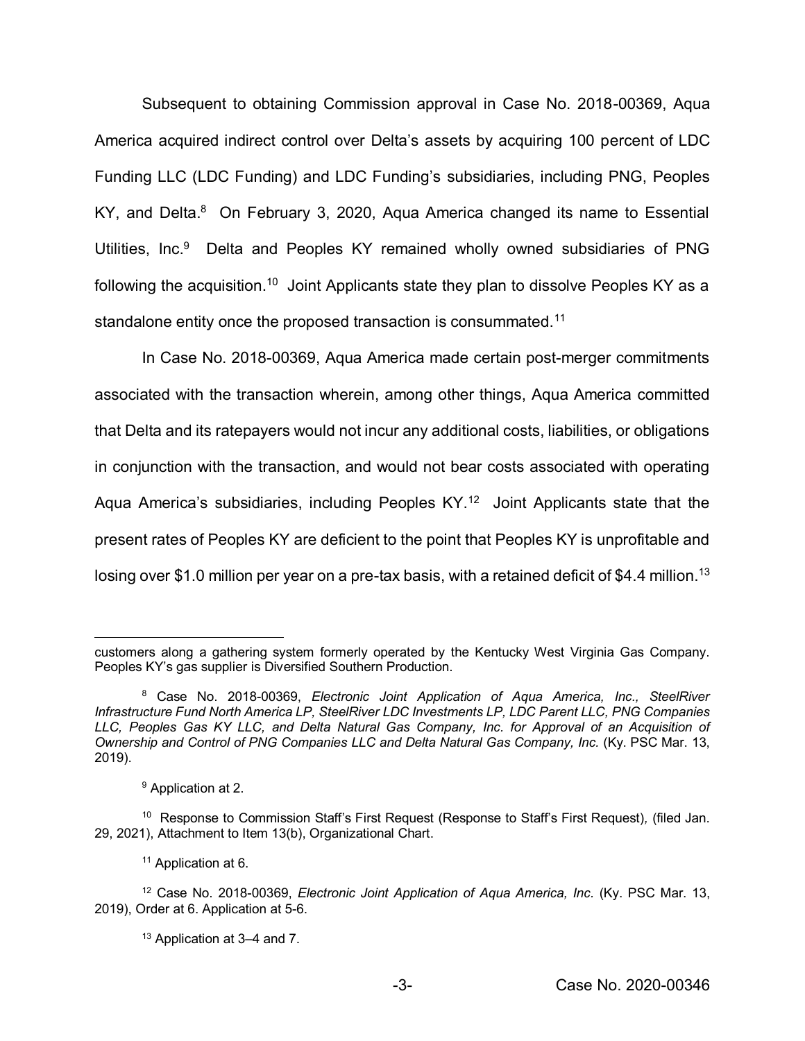Subsequent to obtaining Commission approval in Case No. 2018-00369, Aqua America acquired indirect control over Delta's assets by acquiring 100 percent of LDC Funding LLC (LDC Funding) and LDC Funding's subsidiaries, including PNG, Peoples KY, and Delta.[8] On February 3, 2020, Aqua America changed its name to Essential Utilities, Inc.[9] Delta and Peoples KY remained wholly owned subsidiaries of PNG following the acquisition.[10] Joint Applicants state they plan to dissolve Peoples KY as a standalone entity once the proposed transaction is consummated.[11]

In Case No. 2018-00369, Aqua America made certain post-merger commitments associated with the transaction wherein, among other things, Aqua America committed that Delta and its ratepayers would not incur any additional costs, liabilities, or obligations in conjunction with the transaction, and would not bear costs associated with operating Aqua America's subsidiaries, including Peoples KY.[12] Joint Applicants state that the present rates of Peoples KY are deficient to the point that Peoples KY is unprofitable and losing over $1.0 million per year on a pre-tax basis, with a retained deficit of $4.4 million.[13]

---

customers along a gathering system formerly operated by the Kentucky West Virginia Gas Company. Peoples KY's gas supplier is Diversified Southern Production.

[8] Case No. 2018-00369, *Electronic Joint Application of Aqua America, Inc., SteelRiver Infrastructure Fund North America LP, SteelRiver LDC Investments LP, LDC Parent LLC, PNG Companies LLC, Peoples Gas KY LLC, and Delta Natural Gas Company, Inc. for Approval of an Acquisition of Ownership and Control of PNG Companies LLC and Delta Natural Gas Company, Inc.* (Ky. PSC Mar. 13, 2019).

[9] Application at 2.

[10] Response to Commission Staff's First Request (Response to Staff's First Request), (filed Jan. 29, 2021), Attachment to Item 13(b), Organizational Chart.

[11] Application at 6.

[12] Case No. 2018-00369, *Electronic Joint Application of Aqua America, Inc.* (Ky. PSC Mar. 13, 2019), Order at 6. Application at 5-6.

[13] Application at 3–4 and 7.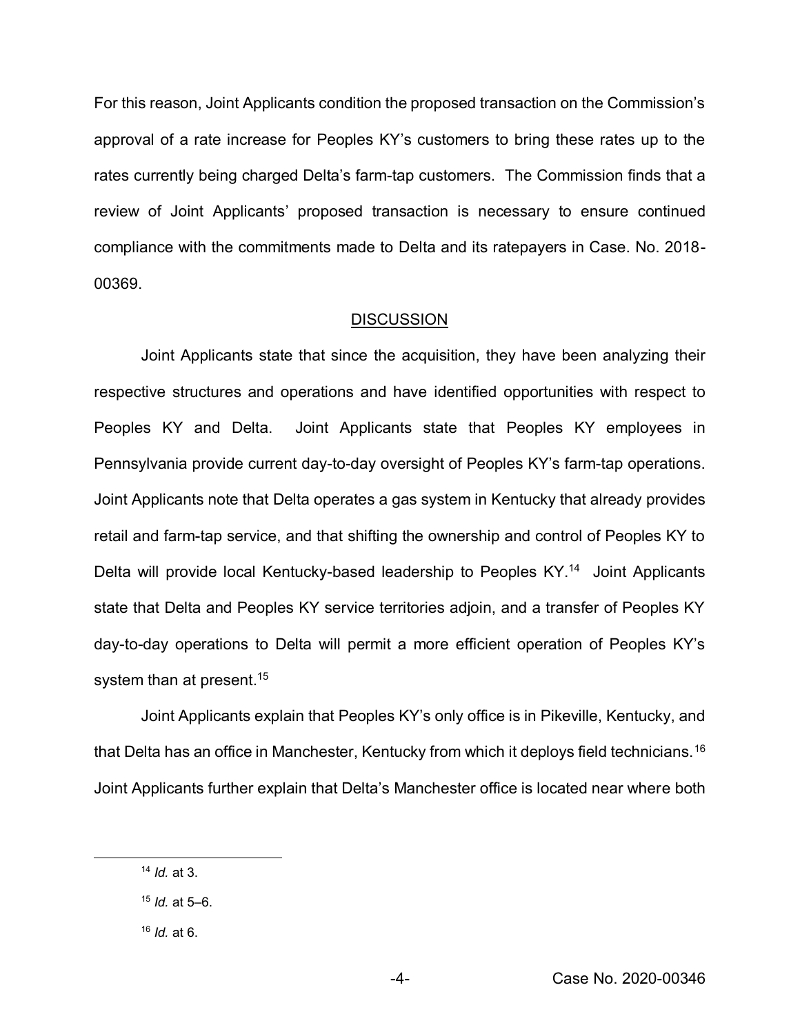For this reason, Joint Applicants condition the proposed transaction on the Commission's approval of a rate increase for Peoples KY's customers to bring these rates up to the rates currently being charged Delta's farm-tap customers. The Commission finds that a review of Joint Applicants' proposed transaction is necessary to ensure continued compliance with the commitments made to Delta and its ratepayers in Case. No. 2018-00369.

## DISCUSSION

Joint Applicants state that since the acquisition, they have been analyzing their respective structures and operations and have identified opportunities with respect to Peoples KY and Delta. Joint Applicants state that Peoples KY employees in Pennsylvania provide current day-to-day oversight of Peoples KY's farm-tap operations. Joint Applicants note that Delta operates a gas system in Kentucky that already provides retail and farm-tap service, and that shifting the ownership and control of Peoples KY to Delta will provide local Kentucky-based leadership to Peoples KY.[14] Joint Applicants state that Delta and Peoples KY service territories adjoin, and a transfer of Peoples KY day-to-day operations to Delta will permit a more efficient operation of Peoples KY's system than at present.[15]

Joint Applicants explain that Peoples KY's only office is in Pikeville, Kentucky, and that Delta has an office in Manchester, Kentucky from which it deploys field technicians.[16] Joint Applicants further explain that Delta's Manchester office is located near where both

---

[14] *Id.* at 3.

[15] *Id.* at 5–6.

[16] *Id.* at 6.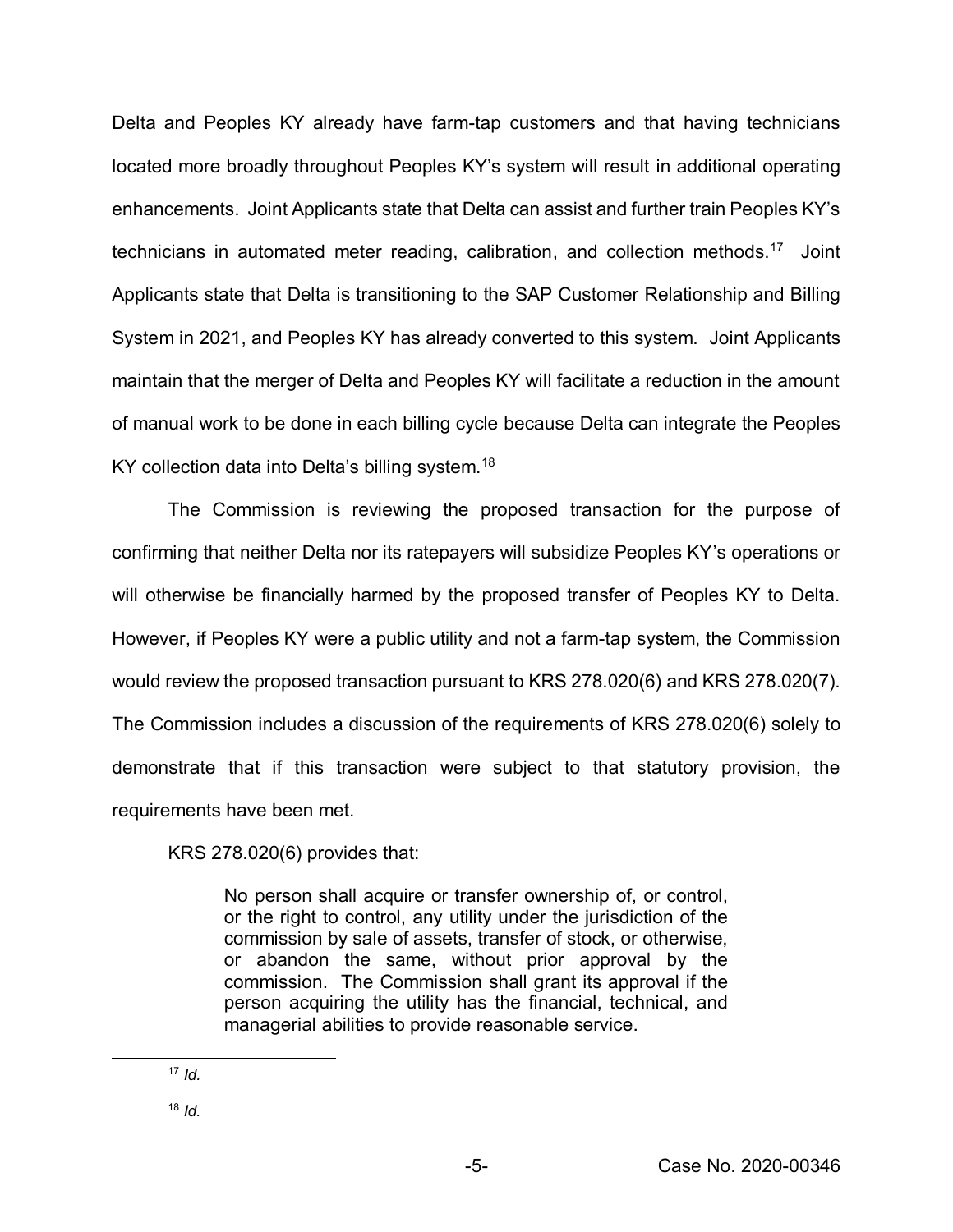Delta and Peoples KY already have farm-tap customers and that having technicians located more broadly throughout Peoples KY's system will result in additional operating enhancements. Joint Applicants state that Delta can assist and further train Peoples KY's technicians in automated meter reading, calibration, and collection methods.[17] Joint Applicants state that Delta is transitioning to the SAP Customer Relationship and Billing System in 2021, and Peoples KY has already converted to this system. Joint Applicants maintain that the merger of Delta and Peoples KY will facilitate a reduction in the amount of manual work to be done in each billing cycle because Delta can integrate the Peoples KY collection data into Delta's billing system.[18]

The Commission is reviewing the proposed transaction for the purpose of confirming that neither Delta nor its ratepayers will subsidize Peoples KY's operations or will otherwise be financially harmed by the proposed transfer of Peoples KY to Delta. However, if Peoples KY were a public utility and not a farm-tap system, the Commission would review the proposed transaction pursuant to KRS 278.020(6) and KRS 278.020(7). The Commission includes a discussion of the requirements of KRS 278.020(6) solely to demonstrate that if this transaction were subject to that statutory provision, the requirements have been met.

KRS 278.020(6) provides that:

> No person shall acquire or transfer ownership of, or control, or the right to control, any utility under the jurisdiction of the commission by sale of assets, transfer of stock, or otherwise, or abandon the same, without prior approval by the commission. The Commission shall grant its approval if the person acquiring the utility has the financial, technical, and managerial abilities to provide reasonable service.

---

[17] *Id.*

[18] *Id.*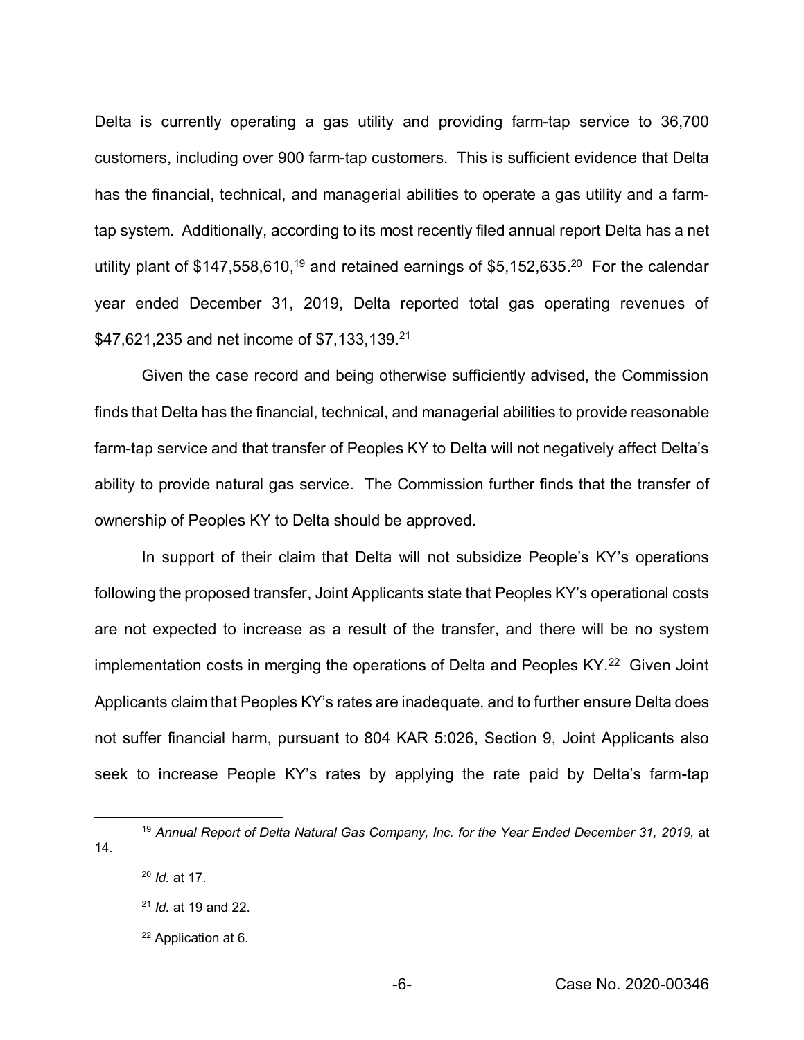Delta is currently operating a gas utility and providing farm-tap service to 36,700 customers, including over 900 farm-tap customers. This is sufficient evidence that Delta has the financial, technical, and managerial abilities to operate a gas utility and a farm-tap system. Additionally, according to its most recently filed annual report Delta has a net utility plant of $147,558,610,[19] and retained earnings of $5,152,635.[20] For the calendar year ended December 31, 2019, Delta reported total gas operating revenues of $47,621,235 and net income of $7,133,139.[21]

Given the case record and being otherwise sufficiently advised, the Commission finds that Delta has the financial, technical, and managerial abilities to provide reasonable farm-tap service and that transfer of Peoples KY to Delta will not negatively affect Delta's ability to provide natural gas service. The Commission further finds that the transfer of ownership of Peoples KY to Delta should be approved.

In support of their claim that Delta will not subsidize People's KY's operations following the proposed transfer, Joint Applicants state that Peoples KY's operational costs are not expected to increase as a result of the transfer, and there will be no system implementation costs in merging the operations of Delta and Peoples KY.[22] Given Joint Applicants claim that Peoples KY's rates are inadequate, and to further ensure Delta does not suffer financial harm, pursuant to 804 KAR 5:026, Section 9, Joint Applicants also seek to increase People KY's rates by applying the rate paid by Delta's farm-tap

---

[19] *Annual Report of Delta Natural Gas Company, Inc. for the Year Ended December 31, 2019,* at 14.

[20] *Id.* at 17.

[21] *Id.* at 19 and 22.

[22] Application at 6.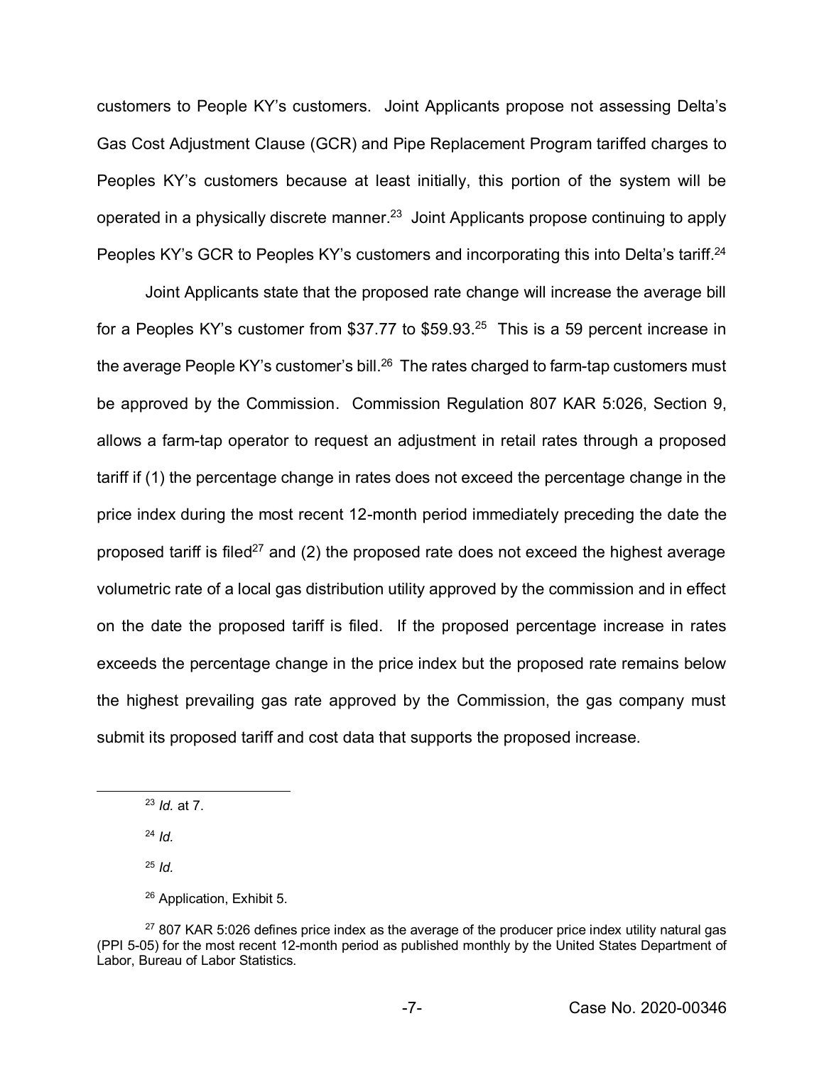customers to People KY's customers. Joint Applicants propose not assessing Delta's Gas Cost Adjustment Clause (GCR) and Pipe Replacement Program tariffed charges to Peoples KY's customers because at least initially, this portion of the system will be operated in a physically discrete manner.[23] Joint Applicants propose continuing to apply Peoples KY's GCR to Peoples KY's customers and incorporating this into Delta's tariff.[24]

Joint Applicants state that the proposed rate change will increase the average bill for a Peoples KY's customer from $37.77 to $59.93.[25] This is a 59 percent increase in the average People KY's customer's bill.[26] The rates charged to farm-tap customers must be approved by the Commission. Commission Regulation 807 KAR 5:026, Section 9, allows a farm-tap operator to request an adjustment in retail rates through a proposed tariff if (1) the percentage change in rates does not exceed the percentage change in the price index during the most recent 12-month period immediately preceding the date the proposed tariff is filed[27] and (2) the proposed rate does not exceed the highest average volumetric rate of a local gas distribution utility approved by the commission and in effect on the date the proposed tariff is filed. If the proposed percentage increase in rates exceeds the percentage change in the price index but the proposed rate remains below the highest prevailing gas rate approved by the Commission, the gas company must submit its proposed tariff and cost data that supports the proposed increase.

---

[23] *Id.* at 7.

[24] *Id.*

[25] *Id.*

[26] Application, Exhibit 5.

[27] 807 KAR 5:026 defines price index as the average of the producer price index utility natural gas (PPI 5-05) for the most recent 12-month period as published monthly by the United States Department of Labor, Bureau of Labor Statistics.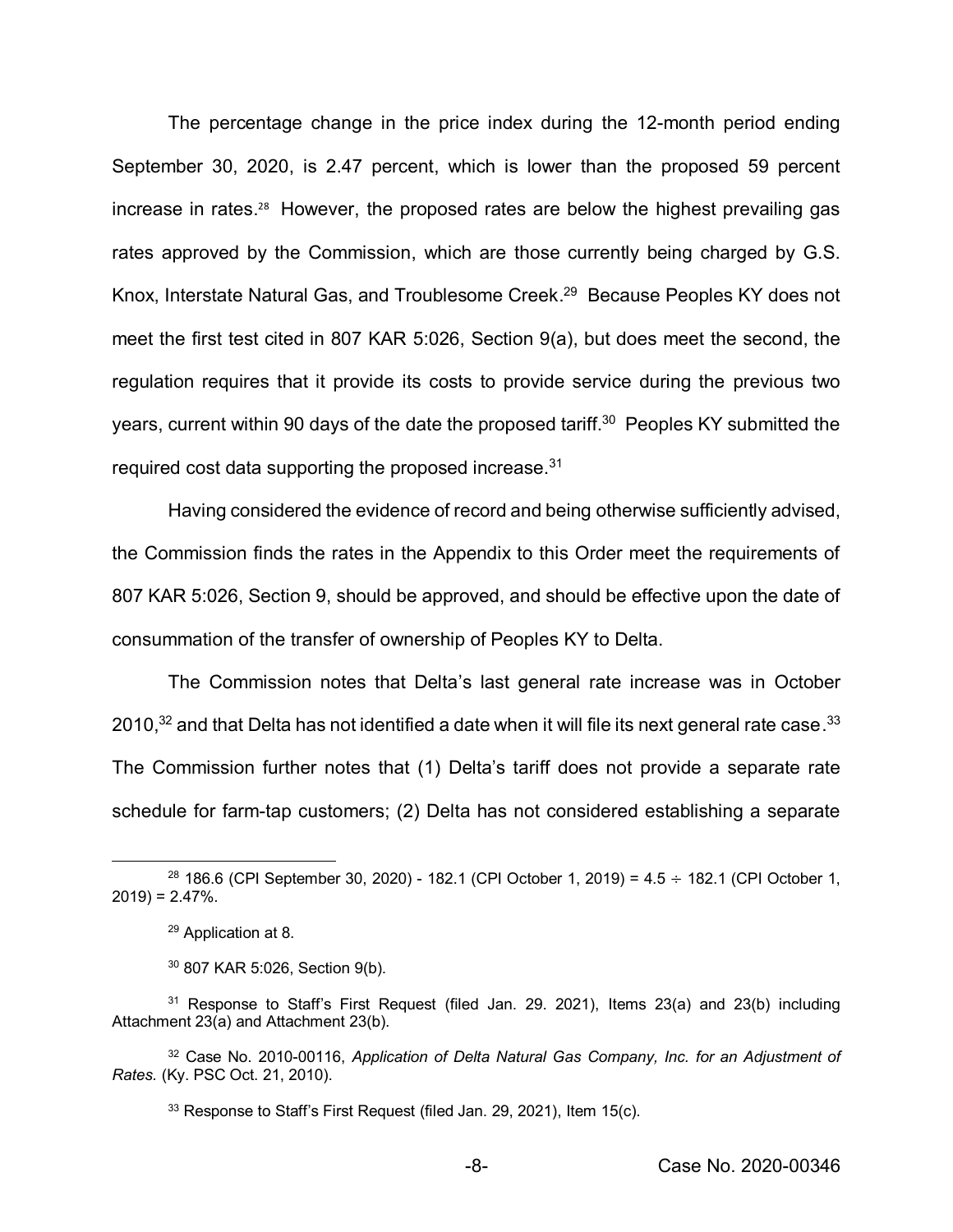The percentage change in the price index during the 12-month period ending September 30, 2020, is 2.47 percent, which is lower than the proposed 59 percent increase in rates.[28] However, the proposed rates are below the highest prevailing gas rates approved by the Commission, which are those currently being charged by G.S. Knox, Interstate Natural Gas, and Troublesome Creek.[29] Because Peoples KY does not meet the first test cited in 807 KAR 5:026, Section 9(a), but does meet the second, the regulation requires that it provide its costs to provide service during the previous two years, current within 90 days of the date the proposed tariff.[30] Peoples KY submitted the required cost data supporting the proposed increase.[31]

Having considered the evidence of record and being otherwise sufficiently advised, the Commission finds the rates in the Appendix to this Order meet the requirements of 807 KAR 5:026, Section 9, should be approved, and should be effective upon the date of consummation of the transfer of ownership of Peoples KY to Delta.

The Commission notes that Delta's last general rate increase was in October 2010,[32] and that Delta has not identified a date when it will file its next general rate case.[33] The Commission further notes that (1) Delta's tariff does not provide a separate rate schedule for farm-tap customers; (2) Delta has not considered establishing a separate

---

[28] 186.6 (CPI September 30, 2020) - 182.1 (CPI October 1, 2019) = 4.5 ÷ 182.1 (CPI October 1, 2019) = 2.47%.

[29] Application at 8.

[30] 807 KAR 5:026, Section 9(b).

[31] Response to Staff's First Request (filed Jan. 29. 2021), Items 23(a) and 23(b) including Attachment 23(a) and Attachment 23(b).

[32] Case No. 2010-00116, *Application of Delta Natural Gas Company, Inc. for an Adjustment of Rates.* (Ky. PSC Oct. 21, 2010).

[33] Response to Staff's First Request (filed Jan. 29, 2021), Item 15(c).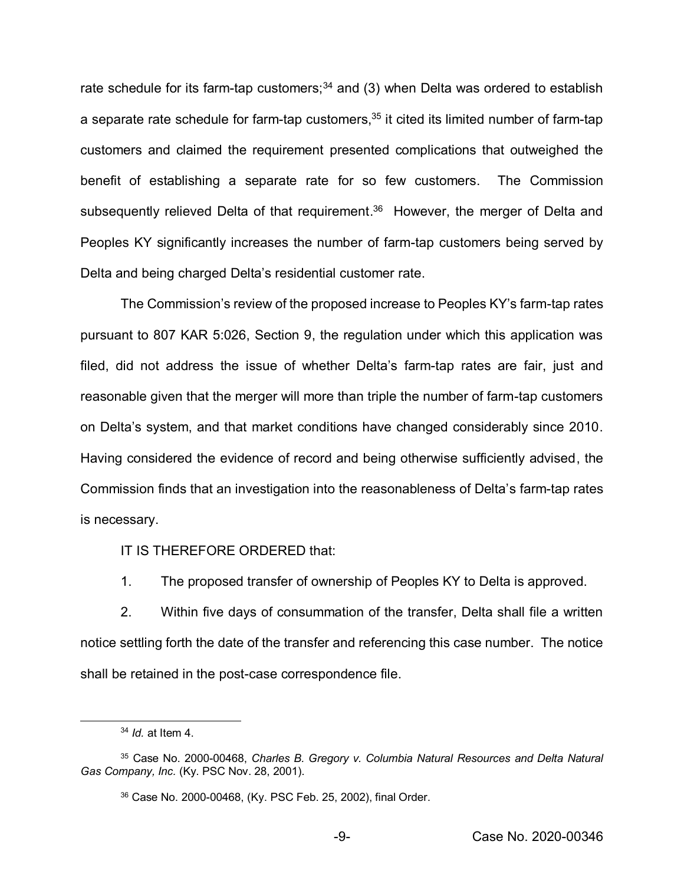rate schedule for its farm-tap customers;[34] and (3) when Delta was ordered to establish a separate rate schedule for farm-tap customers,[35] it cited its limited number of farm-tap customers and claimed the requirement presented complications that outweighed the benefit of establishing a separate rate for so few customers. The Commission subsequently relieved Delta of that requirement.[36] However, the merger of Delta and Peoples KY significantly increases the number of farm-tap customers being served by Delta and being charged Delta's residential customer rate.

The Commission's review of the proposed increase to Peoples KY's farm-tap rates pursuant to 807 KAR 5:026, Section 9, the regulation under which this application was filed, did not address the issue of whether Delta's farm-tap rates are fair, just and reasonable given that the merger will more than triple the number of farm-tap customers on Delta's system, and that market conditions have changed considerably since 2010. Having considered the evidence of record and being otherwise sufficiently advised, the Commission finds that an investigation into the reasonableness of Delta's farm-tap rates is necessary.

IT IS THEREFORE ORDERED that:

1. The proposed transfer of ownership of Peoples KY to Delta is approved.

2. Within five days of consummation of the transfer, Delta shall file a written notice settling forth the date of the transfer and referencing this case number. The notice shall be retained in the post-case correspondence file.

---

[34] *Id.* at Item 4.

[35] Case No. 2000-00468, *Charles B. Gregory v. Columbia Natural Resources and Delta Natural Gas Company, Inc.* (Ky. PSC Nov. 28, 2001).

[36] Case No. 2000-00468, (Ky. PSC Feb. 25, 2002), final Order.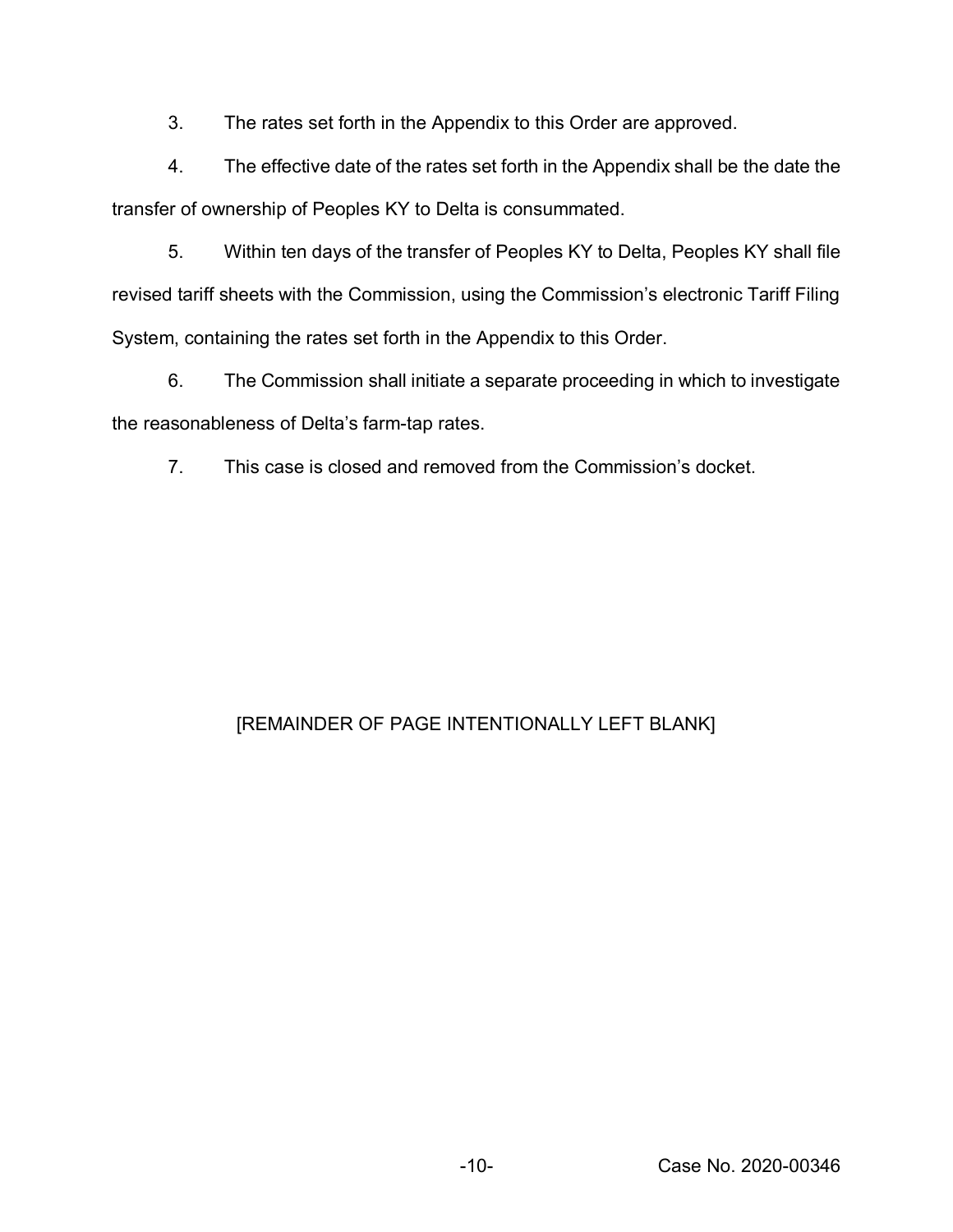3. The rates set forth in the Appendix to this Order are approved.

4. The effective date of the rates set forth in the Appendix shall be the date the transfer of ownership of Peoples KY to Delta is consummated.

5. Within ten days of the transfer of Peoples KY to Delta, Peoples KY shall file revised tariff sheets with the Commission, using the Commission's electronic Tariff Filing System, containing the rates set forth in the Appendix to this Order.

6. The Commission shall initiate a separate proceeding in which to investigate the reasonableness of Delta's farm-tap rates.

7. This case is closed and removed from the Commission's docket.

[REMAINDER OF PAGE INTENTIONALLY LEFT BLANK]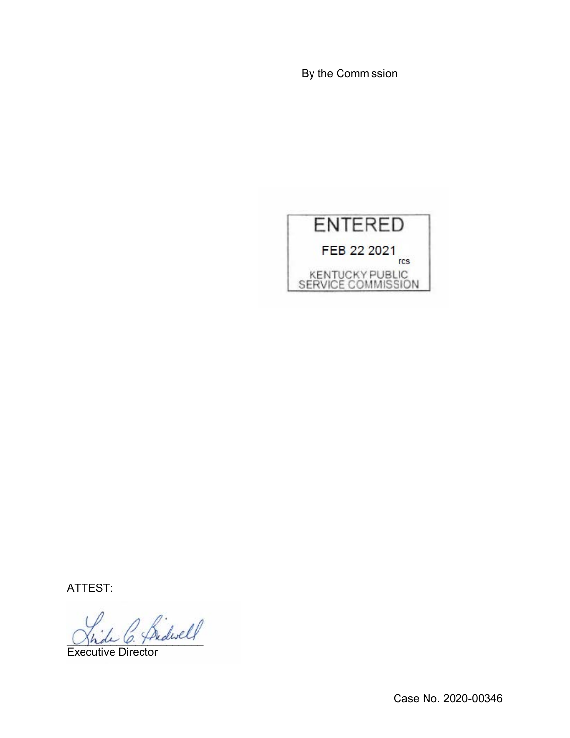By the Commission

ENTERED

FEB 22 2021

rcs

KENTUCKY PUBLIC SERVICE COMMISSION

ATTEST:

Executive Director

Case No. 2020-00346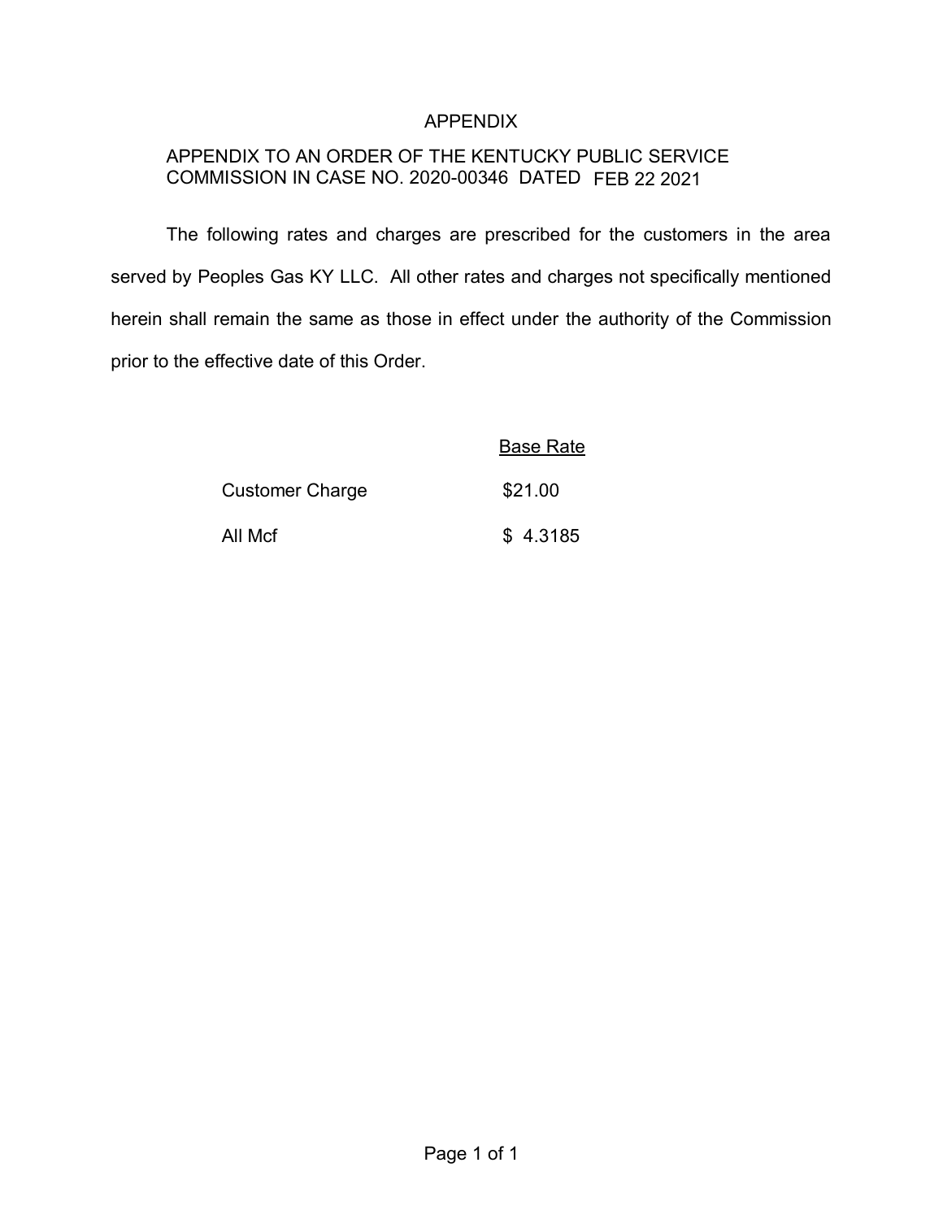# APPENDIX

APPENDIX TO AN ORDER OF THE KENTUCKY PUBLIC SERVICE COMMISSION IN CASE NO. 2020-00346 DATED FEB 22 2021

The following rates and charges are prescribed for the customers in the area served by Peoples Gas KY LLC. All other rates and charges not specifically mentioned herein shall remain the same as those in effect under the authority of the Commission prior to the effective date of this Order.

| | Base Rate |
|---|---|
| Customer Charge | $21.00 |
| All Mcf | $ 4.3185 |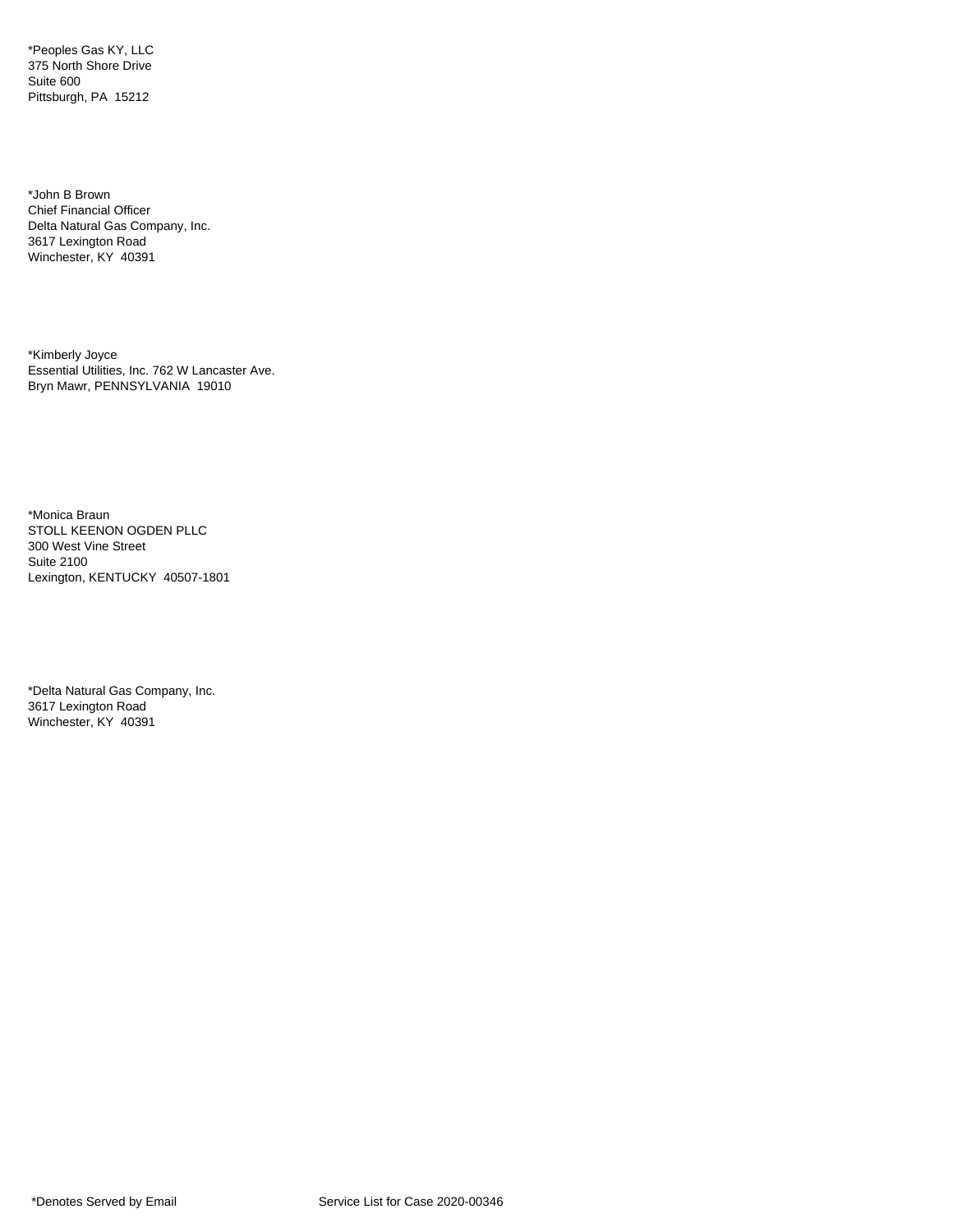*Peoples Gas KY, LLC
375 North Shore Drive
Suite 600
Pittsburgh, PA  15212

*John B Brown
Chief Financial Officer
Delta Natural Gas Company, Inc.
3617 Lexington Road
Winchester, KY  40391

*Kimberly Joyce
Essential Utilities, Inc. 762 W Lancaster Ave.
Bryn Mawr, PENNSYLVANIA  19010

*Monica Braun
STOLL KEENON OGDEN PLLC
300 West Vine Street
Suite 2100
Lexington, KENTUCKY  40507-1801

*Delta Natural Gas Company, Inc.
3617 Lexington Road
Winchester, KY  40391

*Denotes Served by Email

Service List for Case 2020-00346